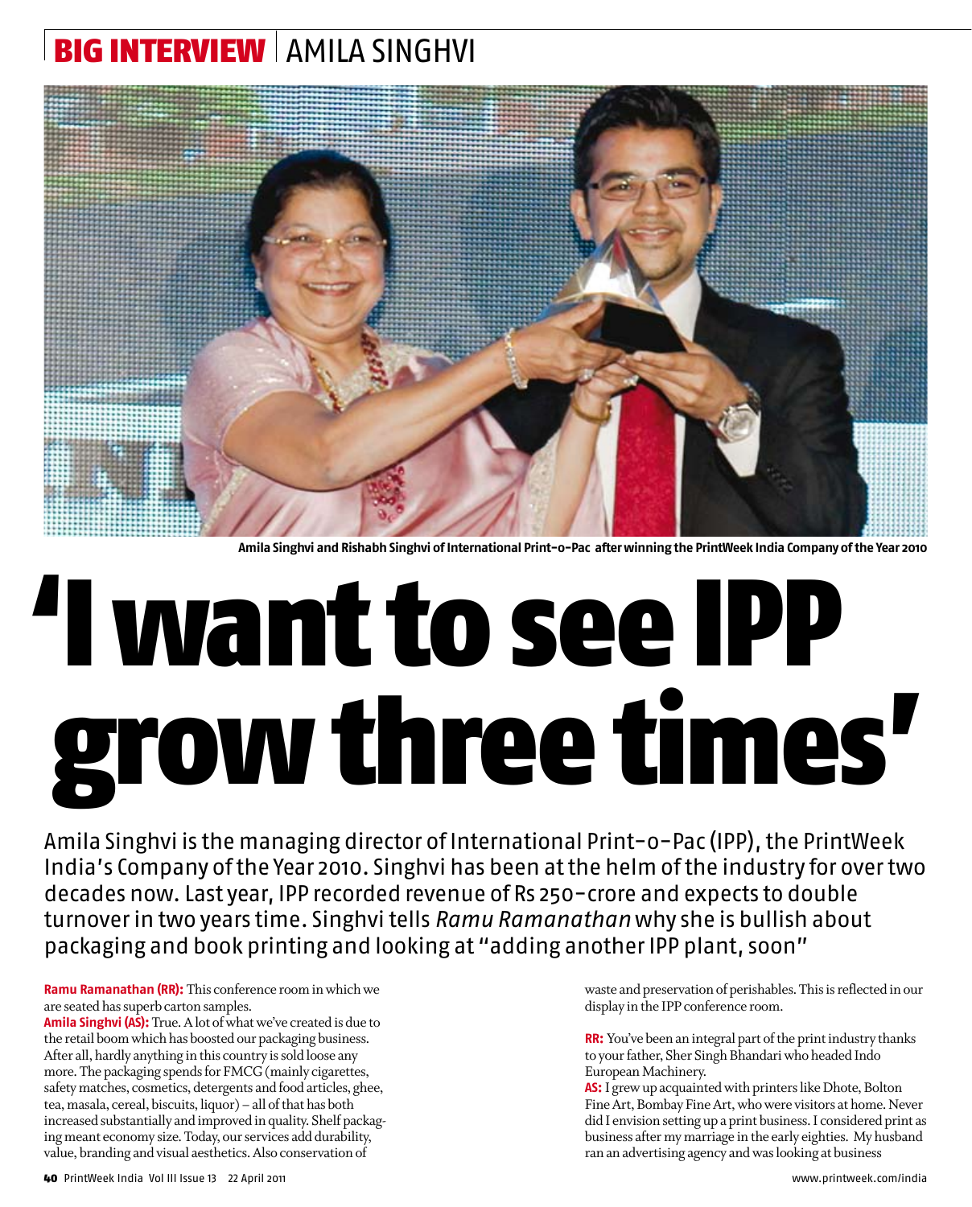**BIG INTERVIEW** | AMILA SINGHVI

Amila Singhvi and Rishabh Singhvi of International Print-o-Pac after winning the PrintWeek India Company of the Year 2010

# 'I want to see IPP grow three times'

Amila Singhvi is the managing director of International Print-o-Pac (IPP), the PrintWeek India's Company of the Year 2010. Singhvi has been at the helm of the industry for over two decades now. Last year, IPP recorded revenue of Rs 250-crore and expects to double turnover in two years time. Singhvi tells *Ramu Ramanathan* why she is bullish about packaging and book printing and looking at "adding another IPP plant, soon"

**Ramu Ramanathan (RR):** This conference room in which we are seated has superb carton samples.

**Amila Singhvi (AS):** True. A lot of what we've created is due to the retail boom which has boosted our packaging business. After all, hardly anything in this country is sold loose any more. The packaging spends for FMCG (mainly cigarettes, safety matches, cosmetics, detergents and food articles, ghee, tea, masala, cereal, biscuits, liquor) – all of that has both increased substantially and improved in quality. Shelf packaging meant economy size. Today, our services add durability, value, branding and visual aesthetics. Also conservation of waste and preservation of perishables. This is reflected in our display in the IPP conference room.

**RR:** You've been an integral part of the print industry thanks to your father, Sher Singh Bhandari who headed Indo European Machinery.

**AS:** I grew up acquainted with printers like Dhote, Bolton Fine Art, Bombay Fine Art, who were visitors at home. Never did I envision setting up a print business. I considered print as business after my marriage in the early eighties. My husband ran an advertising agency and was looking at business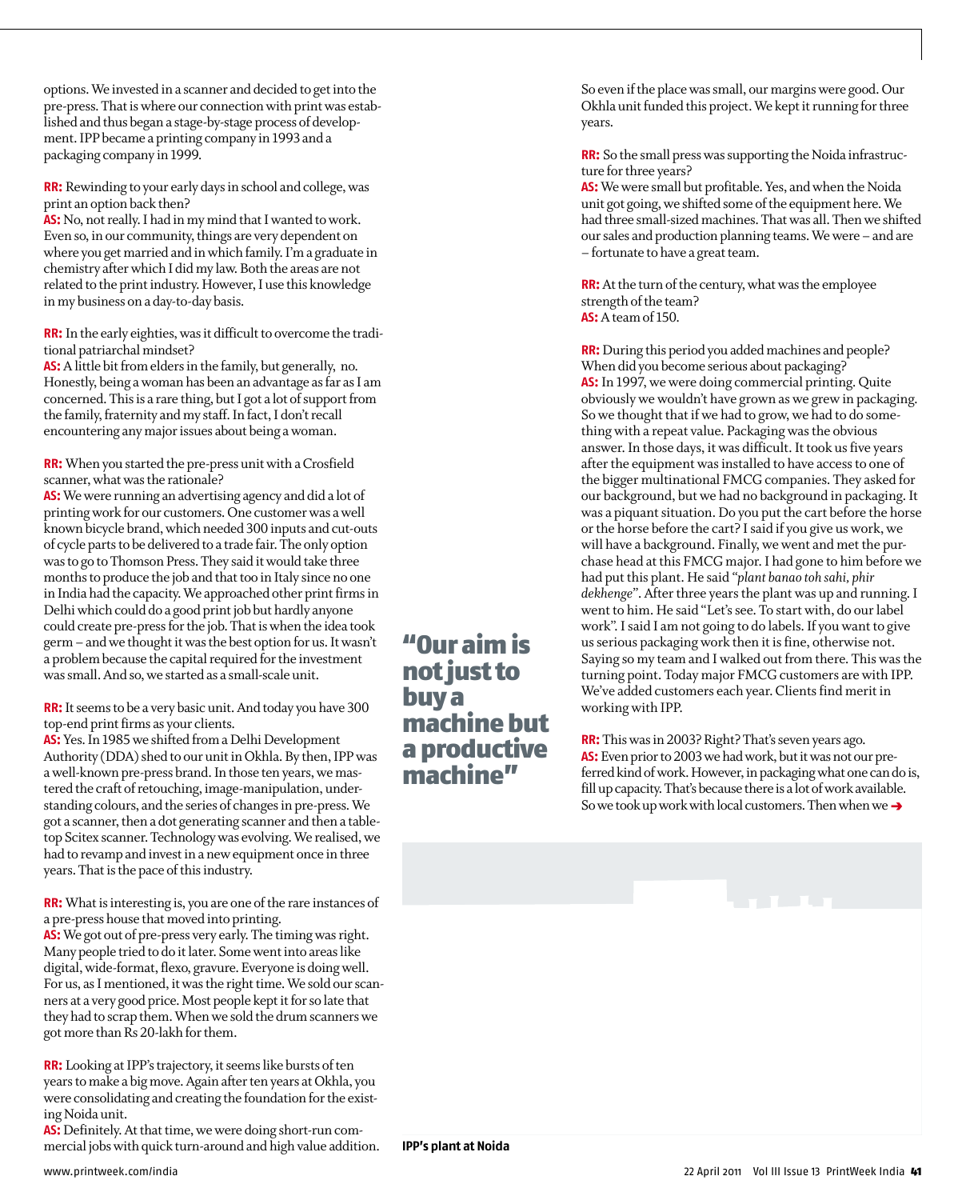options. We invested in a scanner and decided to get into the pre-press. That is where our connection with print was established and thus began a stage-by-stage process of development. IPP became a printing company in 1993 and a packaging company in 1999.

**RR:** Rewinding to your early days in school and college, was print an option back then?
**AS:** No, not really. I had in my mind that I wanted to work. Even so, in our community, things are very dependent on where you get married and in which family. I'm a graduate in chemistry after which I did my law. Both the areas are not related to the print industry. However, I use this knowledge in my business on a day-to-day basis.

**RR:** In the early eighties, was it difficult to overcome the traditional patriarchal mindset?
**AS:** A little bit from elders in the family, but generally, no. Honestly, being a woman has been an advantage as far as I am concerned. This is a rare thing, but I got a lot of support from the family, fraternity and my staff. In fact, I don't recall encountering any major issues about being a woman.

**RR:** When you started the pre-press unit with a Crosfield scanner, what was the rationale?
**AS:** We were running an advertising agency and did a lot of printing work for our customers. One customer was a well known bicycle brand, which needed 300 inputs and cut-outs of cycle parts to be delivered to a trade fair. The only option was to go to Thomson Press. They said it would take three months to produce the job and that too in Italy since no one in India had the capacity. We approached other print firms in Delhi which could do a good print job but hardly anyone could create pre-press for the job. That is when the idea took germ – and we thought it was the best option for us. It wasn't a problem because the capital required for the investment was small. And so, we started as a small-scale unit.

**RR:** It seems to be a very basic unit. And today you have 300 top-end print firms as your clients.
**AS:** Yes. In 1985 we shifted from a Delhi Development Authority (DDA) shed to our unit in Okhla. By then, IPP was a well-known pre-press brand. In those ten years, we mastered the craft of retouching, image-manipulation, understanding colours, and the series of changes in pre-press. We got a scanner, then a dot generating scanner and then a tabletop Scitex scanner. Technology was evolving. We realised, we had to revamp and invest in a new equipment once in three years. That is the pace of this industry.

**RR:** What is interesting is, you are one of the rare instances of a pre-press house that moved into printing.
**AS:** We got out of pre-press very early. The timing was right. Many people tried to do it later. Some went into areas like digital, wide-format, flexo, gravure. Everyone is doing well. For us, as I mentioned, it was the right time. We sold our scanners at a very good price. Most people kept it for so late that they had to scrap them. When we sold the drum scanners we got more than Rs 20-lakh for them.

**RR:** Looking at IPP's trajectory, it seems like bursts of ten years to make a big move. Again after ten years at Okhla, you were consolidating and creating the foundation for the existing Noida unit.
**AS:** Definitely. At that time, we were doing short-run commercial jobs with quick turn-around and high value addition. So even if the place was small, our margins were good. Our Okhla unit funded this project. We kept it running for three years.

**"Our aim is not just to buy a machine but a productive machine"**

**RR:** So the small press was supporting the Noida infrastructure for three years?
**AS:** We were small but profitable. Yes, and when the Noida unit got going, we shifted some of the equipment here. We had three small-sized machines. That was all. Then we shifted our sales and production planning teams. We were – and are – fortunate to have a great team.

**RR:** At the turn of the century, what was the employee strength of the team?
**AS:** A team of 150.

**RR:** During this period you added machines and people? When did you become serious about packaging?
**AS:** In 1997, we were doing commercial printing. Quite obviously we wouldn't have grown as we grew in packaging. So we thought that if we had to grow, we had to do something with a repeat value. Packaging was the obvious answer. In those days, it was difficult. It took us five years after the equipment was installed to have access to one of the bigger multinational FMCG companies. They asked for our background, but we had no background in packaging. It was a piquant situation. Do you put the cart before the horse or the horse before the cart? I said if you give us work, we will have a background. Finally, we went and met the purchase head at this FMCG major. I had gone to him before we had put this plant. He said *"plant banao toh sahi, phir dekhenge"*. After three years the plant was up and running. I went to him. He said "Let's see. To start with, do our label work". I said I am not going to do labels. If you want to give us serious packaging work then it is fine, otherwise not. Saying so my team and I walked out from there. This was the turning point. Today major FMCG customers are with IPP. We've added customers each year. Clients find merit in working with IPP.

**RR:** This was in 2003? Right? That's seven years ago.
**AS:** Even prior to 2003 we had work, but it was not our preferred kind of work. However, in packaging what one can do is, fill up capacity. That's because there is a lot of work available. So we took up work with local customers. Then when we ➔

IPP's plant at Noida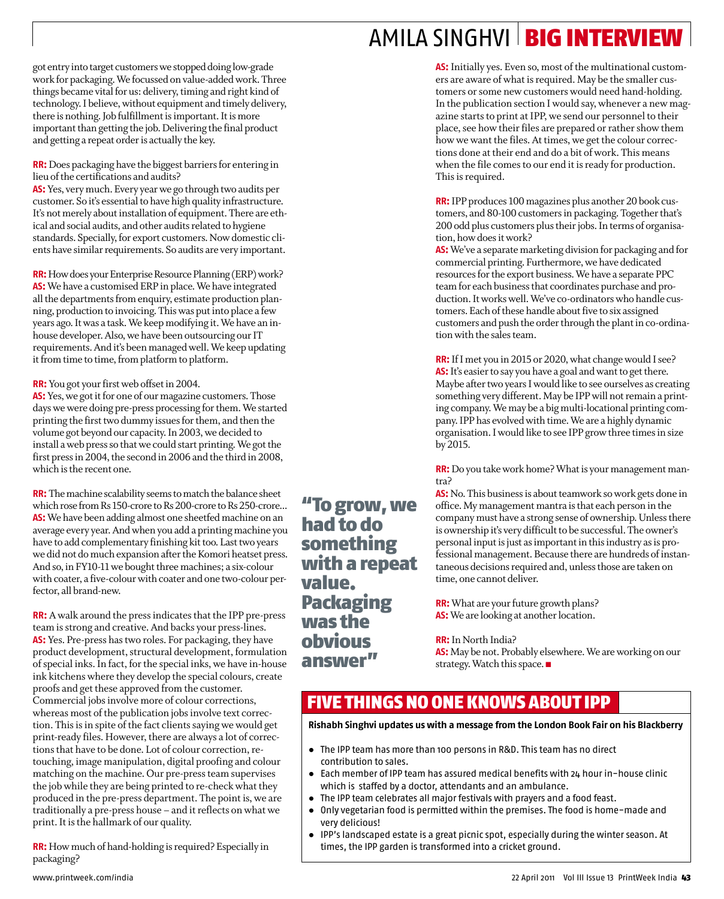got entry into target customers we stopped doing low-grade work for packaging. We focussed on value-added work. Three things became vital for us: delivery, timing and right kind of technology. I believe, without equipment and timely delivery, there is nothing. Job fulfillment is important. It is more important than getting the job. Delivering the final product and getting a repeat order is actually the key.

**RR:** Does packaging have the biggest barriers for entering in lieu of the certifications and audits?
**AS:** Yes, very much. Every year we go through two audits per customer. So it's essential to have high quality infrastructure. It's not merely about installation of equipment. There are ethical and social audits, and other audits related to hygiene standards. Specially, for export customers. Now domestic clients have similar requirements. So audits are very important.

**RR:** How does your Enterprise Resource Planning (ERP) work?
**AS:** We have a customised ERP in place. We have integrated all the departments from enquiry, estimate production planning, production to invoicing. This was put into place a few years ago. It was a task. We keep modifying it. We have an in-house developer. Also, we have been outsourcing our IT requirements. And it's been managed well. We keep updating it from time to time, from platform to platform.

**RR:** You got your first web offset in 2004.
**AS:** Yes, we got it for one of our magazine customers. Those days we were doing pre-press processing for them. We started printing the first two dummy issues for them, and then the volume got beyond our capacity. In 2003, we decided to install a web press so that we could start printing. We got the first press in 2004, the second in 2006 and the third in 2008, which is the recent one.

**RR:** The machine scalability seems to match the balance sheet which rose from Rs 150-crore to Rs 200-crore to Rs 250-crore...
**AS:** We have been adding almost one sheetfed machine on an average every year. And when you add a printing machine you have to add complementary finishing kit too. Last two years we did not do much expansion after the Komori heatset press. And so, in FY10-11 we bought three machines; a six-colour with coater, a five-colour with coater and one two-colour perfector, all brand-new.

**RR:** A walk around the press indicates that the IPP pre-press team is strong and creative. And backs your press-lines.
**AS:** Yes. Pre-press has two roles. For packaging, they have product development, structural development, formulation of special inks. In fact, for the special inks, we have in-house ink kitchens where they develop the special colours, create proofs and get these approved from the customer. Commercial jobs involve more of colour corrections, whereas most of the publication jobs involve text correction. This is in spite of the fact clients saying we would get print-ready files. However, there are always a lot of corrections that have to be done. Lot of colour correction, re-touching, image manipulation, digital proofing and colour matching on the machine. Our pre-press team supervises the job while they are being printed to re-check what they produced in the pre-press department. The point is, we are traditionally a pre-press house – and it reflects on what we print. It is the hallmark of our quality.

**RR:** How much of hand-holding is required? Especially in packaging?
**AS:** Initially yes. Even so, most of the multinational customers are aware of what is required. May be the smaller customers or some new customers would need hand-holding. In the publication section I would say, whenever a new magazine starts to print at IPP, we send our personnel to their place, see how their files are prepared or rather show them how we want the files. At times, we get the colour corrections done at their end and do a bit of work. This means when the file comes to our end it is ready for production. This is required.

> **"To grow, we had to do something with a repeat value. Packaging was the obvious answer"**

**RR:** IPP produces 100 magazines plus another 20 book customers, and 80-100 customers in packaging. Together that's 200 odd plus customers plus their jobs. In terms of organisation, how does it work?
**AS:** We've a separate marketing division for packaging and for commercial printing. Furthermore, we have dedicated resources for the export business. We have a separate PPC team for each business that coordinates purchase and production. It works well. We've co-ordinators who handle customers. Each of these handle about five to six assigned customers and push the order through the plant in co-ordination with the sales team.

**RR:** If I met you in 2015 or 2020, what change would I see?
**AS:** It's easier to say you have a goal and want to get there. Maybe after two years I would like to see ourselves as creating something very different. May be IPP will not remain a printing company. We may be a big multi-locational printing company. IPP has evolved with time. We are a highly dynamic organisation. I would like to see IPP grow three times in size by 2015.

**RR:** Do you take work home? What is your management mantra?
**AS:** No. This business is about teamwork so work gets done in office. My management mantra is that each person in the company must have a strong sense of ownership. Unless there is ownership it's very difficult to be successful. The owner's personal input is just as important in this industry as is professional management. Because there are hundreds of instantaneous decisions required and, unless those are taken on time, one cannot deliver.

**RR:** What are your future growth plans?
**AS:** We are looking at another location.

**RR:** In North India?
**AS:** May be not. Probably elsewhere. We are working on our strategy. Watch this space. ■

## FIVE THINGS NO ONE KNOWS ABOUT IPP

**Rishabh Singhvi updates us with a message from the London Book Fair on his Blackberry**

- The IPP team has more than 100 persons in R&D. This team has no direct contribution to sales.
- Each member of IPP team has assured medical benefits with 24 hour in-house clinic which is staffed by a doctor, attendants and an ambulance.
- The IPP team celebrates all major festivals with prayers and a food feast.
- Only vegetarian food is permitted within the premises. The food is home-made and very delicious!
- IPP's landscaped estate is a great picnic spot, especially during the winter season. At times, the IPP garden is transformed into a cricket ground.